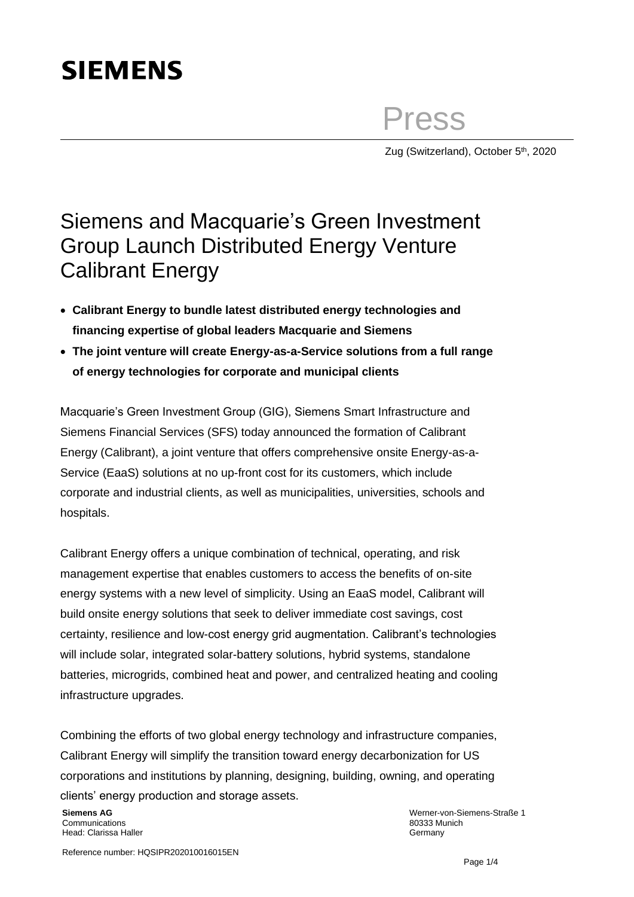**SIEMENS**

Press

Zug (Switzerland), October 5th, 2020

# Siemens and Macquarie's Green Investment Group Launch Distributed Energy Venture Calibrant Energy

- **Calibrant Energy to bundle latest distributed energy technologies and financing expertise of global leaders Macquarie and Siemens**
- **The joint venture will create Energy-as-a-Service solutions from a full range of energy technologies for corporate and municipal clients**

Macquarie's Green Investment Group (GIG), Siemens Smart Infrastructure and Siemens Financial Services (SFS) today announced the formation of Calibrant Energy (Calibrant), a joint venture that offers comprehensive onsite Energy-as-a-Service (EaaS) solutions at no up-front cost for its customers, which include corporate and industrial clients, as well as municipalities, universities, schools and hospitals.

Calibrant Energy offers a unique combination of technical, operating, and risk management expertise that enables customers to access the benefits of on-site energy systems with a new level of simplicity. Using an EaaS model, Calibrant will build onsite energy solutions that seek to deliver immediate cost savings, cost certainty, resilience and low-cost energy grid augmentation. Calibrant's technologies will include solar, integrated solar-battery solutions, hybrid systems, standalone batteries, microgrids, combined heat and power, and centralized heating and cooling infrastructure upgrades.

Combining the efforts of two global energy technology and infrastructure companies, Calibrant Energy will simplify the transition toward energy decarbonization for US corporations and institutions by planning, designing, building, owning, and operating clients' energy production and storage assets.

**Siemens AG**
Communications
Head: Clarissa Haller

Werner-von-Siemens-Straße 1
80333 Munich
Germany

Reference number: HQSIPR202010016015EN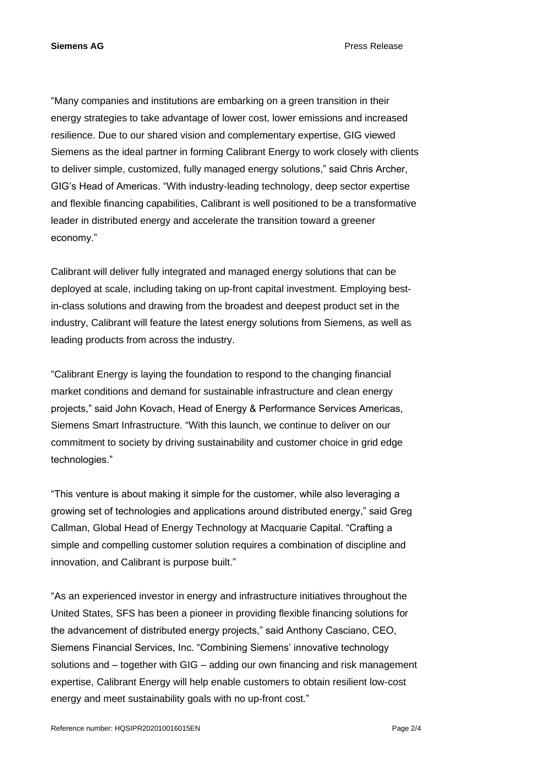"Many companies and institutions are embarking on a green transition in their energy strategies to take advantage of lower cost, lower emissions and increased resilience. Due to our shared vision and complementary expertise, GIG viewed Siemens as the ideal partner in forming Calibrant Energy to work closely with clients to deliver simple, customized, fully managed energy solutions," said Chris Archer, GIG's Head of Americas. "With industry-leading technology, deep sector expertise and flexible financing capabilities, Calibrant is well positioned to be a transformative leader in distributed energy and accelerate the transition toward a greener economy."

Calibrant will deliver fully integrated and managed energy solutions that can be deployed at scale, including taking on up-front capital investment. Employing best-in-class solutions and drawing from the broadest and deepest product set in the industry, Calibrant will feature the latest energy solutions from Siemens, as well as leading products from across the industry.

"Calibrant Energy is laying the foundation to respond to the changing financial market conditions and demand for sustainable infrastructure and clean energy projects," said John Kovach, Head of Energy & Performance Services Americas, Siemens Smart Infrastructure. "With this launch, we continue to deliver on our commitment to society by driving sustainability and customer choice in grid edge technologies."

"This venture is about making it simple for the customer, while also leveraging a growing set of technologies and applications around distributed energy," said Greg Callman, Global Head of Energy Technology at Macquarie Capital. "Crafting a simple and compelling customer solution requires a combination of discipline and innovation, and Calibrant is purpose built."

"As an experienced investor in energy and infrastructure initiatives throughout the United States, SFS has been a pioneer in providing flexible financing solutions for the advancement of distributed energy projects," said Anthony Casciano, CEO, Siemens Financial Services, Inc. "Combining Siemens' innovative technology solutions and – together with GIG – adding our own financing and risk management expertise, Calibrant Energy will help enable customers to obtain resilient low-cost energy and meet sustainability goals with no up-front cost."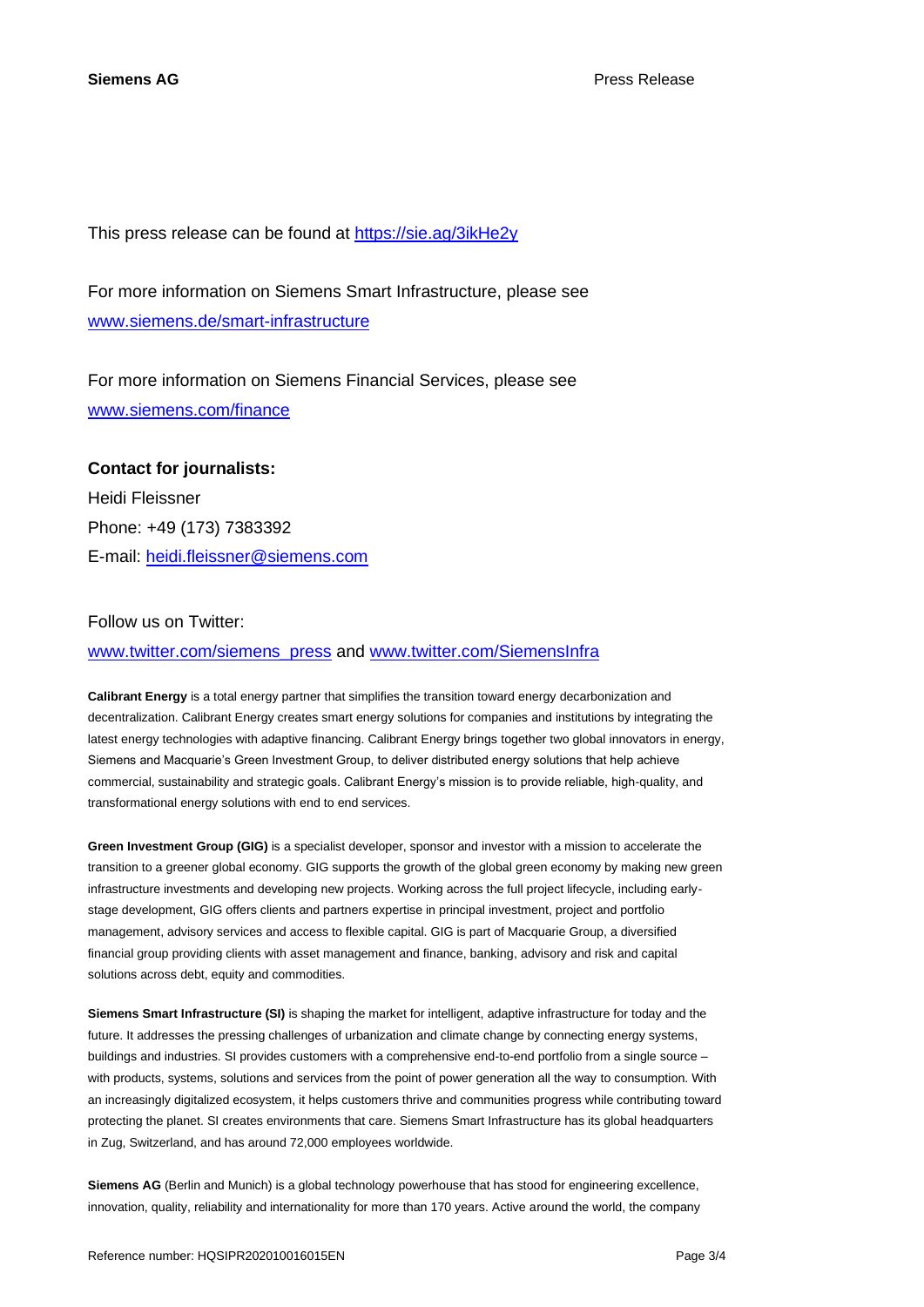This press release can be found at https://sie.ag/3ikHe2y

For more information on Siemens Smart Infrastructure, please see www.siemens.de/smart-infrastructure

For more information on Siemens Financial Services, please see www.siemens.com/finance

**Contact for journalists:**
Heidi Fleissner
Phone: +49 (173) 7383392
E-mail: heidi.fleissner@siemens.com

Follow us on Twitter:
www.twitter.com/siemens_press and www.twitter.com/SiemensInfra

**Calibrant Energy** is a total energy partner that simplifies the transition toward energy decarbonization and decentralization. Calibrant Energy creates smart energy solutions for companies and institutions by integrating the latest energy technologies with adaptive financing. Calibrant Energy brings together two global innovators in energy, Siemens and Macquarie's Green Investment Group, to deliver distributed energy solutions that help achieve commercial, sustainability and strategic goals. Calibrant Energy's mission is to provide reliable, high-quality, and transformational energy solutions with end to end services.

**Green Investment Group (GIG)** is a specialist developer, sponsor and investor with a mission to accelerate the transition to a greener global economy. GIG supports the growth of the global green economy by making new green infrastructure investments and developing new projects. Working across the full project lifecycle, including early-stage development, GIG offers clients and partners expertise in principal investment, project and portfolio management, advisory services and access to flexible capital. GIG is part of Macquarie Group, a diversified financial group providing clients with asset management and finance, banking, advisory and risk and capital solutions across debt, equity and commodities.

**Siemens Smart Infrastructure (SI)** is shaping the market for intelligent, adaptive infrastructure for today and the future. It addresses the pressing challenges of urbanization and climate change by connecting energy systems, buildings and industries. SI provides customers with a comprehensive end-to-end portfolio from a single source – with products, systems, solutions and services from the point of power generation all the way to consumption. With an increasingly digitalized ecosystem, it helps customers thrive and communities progress while contributing toward protecting the planet. SI creates environments that care. Siemens Smart Infrastructure has its global headquarters in Zug, Switzerland, and has around 72,000 employees worldwide.

**Siemens AG** (Berlin and Munich) is a global technology powerhouse that has stood for engineering excellence, innovation, quality, reliability and internationality for more than 170 years. Active around the world, the company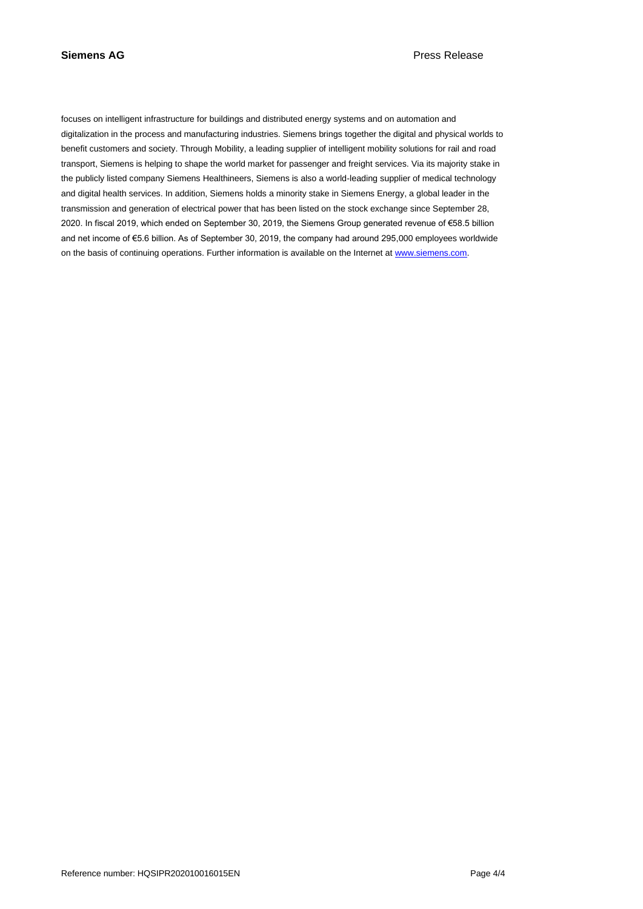focuses on intelligent infrastructure for buildings and distributed energy systems and on automation and digitalization in the process and manufacturing industries. Siemens brings together the digital and physical worlds to benefit customers and society. Through Mobility, a leading supplier of intelligent mobility solutions for rail and road transport, Siemens is helping to shape the world market for passenger and freight services. Via its majority stake in the publicly listed company Siemens Healthineers, Siemens is also a world-leading supplier of medical technology and digital health services. In addition, Siemens holds a minority stake in Siemens Energy, a global leader in the transmission and generation of electrical power that has been listed on the stock exchange since September 28, 2020. In fiscal 2019, which ended on September 30, 2019, the Siemens Group generated revenue of €58.5 billion and net income of €5.6 billion. As of September 30, 2019, the company had around 295,000 employees worldwide on the basis of continuing operations. Further information is available on the Internet at [www.siemens.com](http://www.siemens.com).

Reference number: HQSIPR202010016015EN